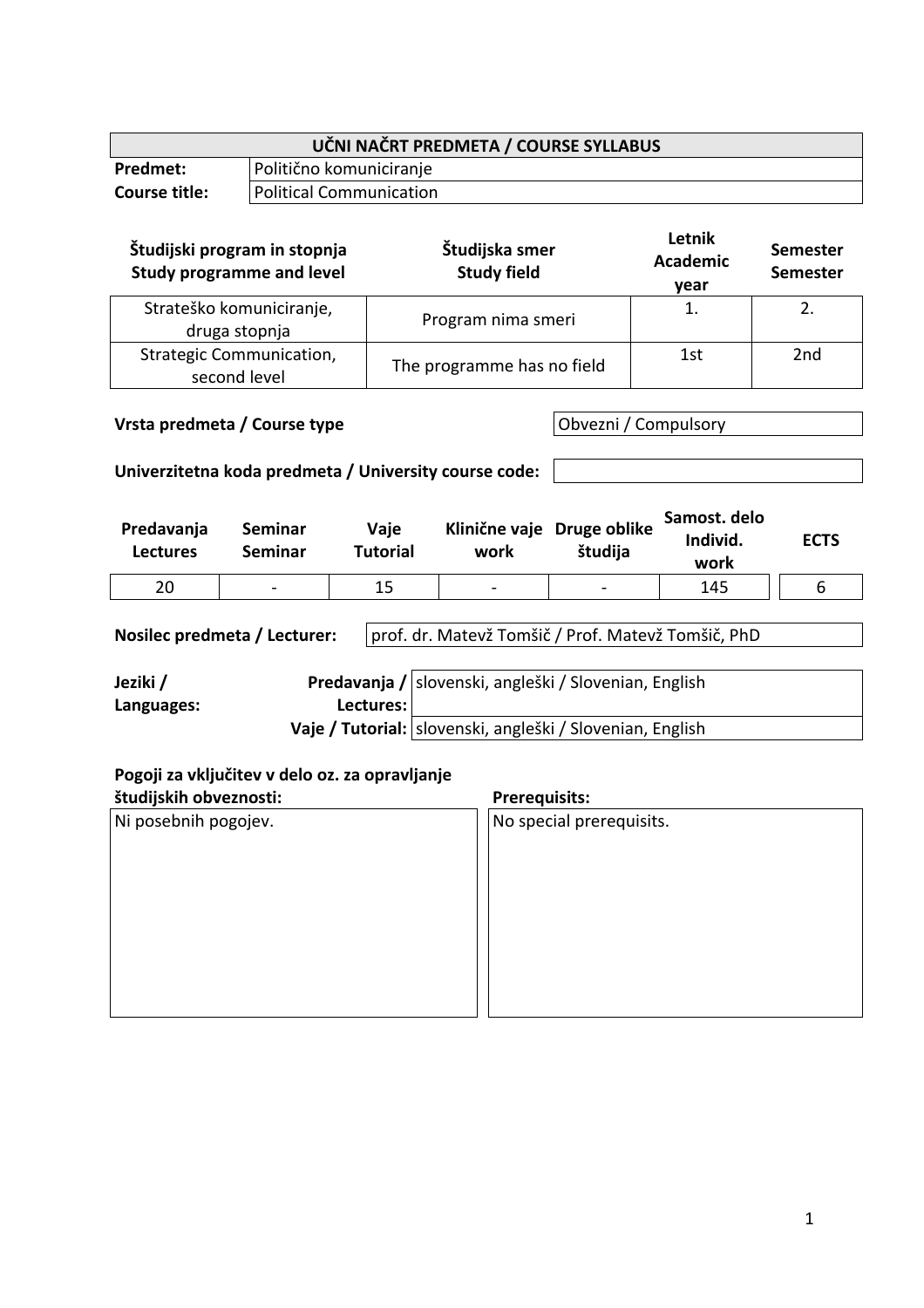| UČNI NAČRT PREDMETA / COURSE SYLLABUS | |
|---|---|
| **Predmet:** | Politično komuniciranje |
| **Course title:** | Political Communication |

| Študijski program in stopnja<br>Study programme and level | Študijska smer<br>Study field | Letnik<br>Academic year | Semester<br>Semester |
|---|---|---|---|
| Strateško komuniciranje, druga stopnja | Program nima smeri | 1. | 2. |
| Strategic Communication, second level | The programme has no field | 1st | 2nd |

| **Vrsta predmeta / Course type** | Obvezni / Compulsory |
|---|---|

| **Univerzitetna koda predmeta / University course code:** | |
|---|---|

| Predavanja<br>Lectures | Seminar<br>Seminar | Vaje<br>Tutorial | Klinične vaje<br>work | Druge oblike študija | Samost. delo<br>Individ. work | ECTS |
|---|---|---|---|---|---|---|
| 20 | - | 15 | - | - | 145 | 6 |

| **Nosilec predmeta / Lecturer:** | prof. dr. Matevž Tomšič / Prof. Matevž Tomšič, PhD |
|---|---|

| **Jeziki / Languages:** | | |
|---|---|---|
| | **Predavanja / Lectures:** | slovenski, angleški / Slovenian, English |
| | **Vaje / Tutorial:** | slovenski, angleški / Slovenian, English |

| **Pogoji za vključitev v delo oz. za opravljanje študijskih obveznosti:** | **Prerequisits:** |
|---|---|
| Ni posebnih pogojev. | No special prerequisits. |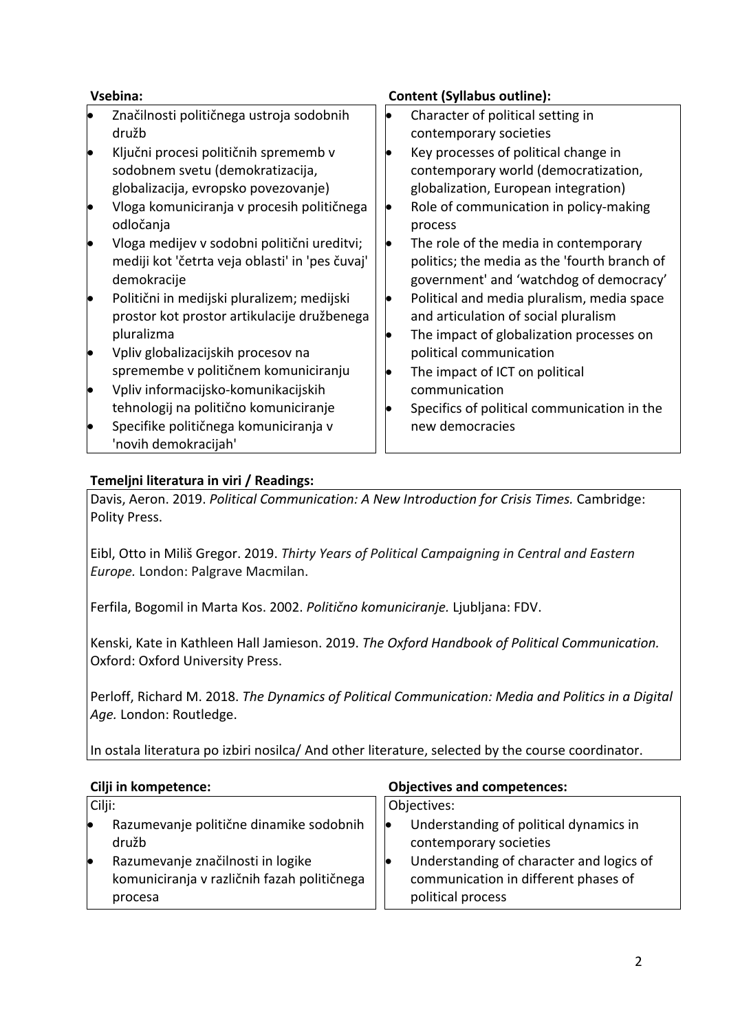| **Vsebina:** | **Content (Syllabus outline):** |
| --- | --- |
| • Značilnosti političnega ustroja sodobnih družb<br>• Ključni procesi političnih sprememb v sodobnem svetu (demokratizacija, globalizacija, evropsko povezovanje)<br>• Vloga komuniciranja v procesih političnega odločanja<br>• Vloga medijev v sodobni politični ureditvi; mediji kot 'četrta veja oblasti' in 'pes čuvaj' demokracije<br>• Politični in medijski pluralizem; medijski prostor kot prostor artikulacije družbenega pluralizma<br>• Vpliv globalizacijskih procesov na spremembe v političnem komuniciranju<br>• Vpliv informacijsko-komunikacijskih tehnologij na politično komuniciranje<br>• Specifike političnega komuniciranja v 'novih demokracijah' | • Character of political setting in contemporary societies<br>• Key processes of political change in contemporary world (democratization, globalization, European integration)<br>• Role of communication in policy-making process<br>• The role of the media in contemporary politics; the media as the 'fourth branch of government' and 'watchdog of democracy'<br>• Political and media pluralism, media space and articulation of social pluralism<br>• The impact of globalization processes on political communication<br>• The impact of ICT on political communication<br>• Specifics of political communication in the new democracies |

**Temeljni literatura in viri / Readings:**

Davis, Aeron. 2019. *Political Communication: A New Introduction for Crisis Times.* Cambridge: Polity Press.

Eibl, Otto in Miliš Gregor. 2019. *Thirty Years of Political Campaigning in Central and Eastern Europe.* London: Palgrave Macmilan.

Ferfila, Bogomil in Marta Kos. 2002. *Politično komuniciranje.* Ljubljana: FDV.

Kenski, Kate in Kathleen Hall Jamieson. 2019. *The Oxford Handbook of Political Communication.* Oxford: Oxford University Press.

Perloff, Richard M. 2018. *The Dynamics of Political Communication: Media and Politics in a Digital Age.* London: Routledge.

In ostala literatura po izbiri nosilca/ And other literature, selected by the course coordinator.

| **Cilji in kompetence:** | **Objectives and competences:** |
| --- | --- |
| Cilji:<br>• Razumevanje politične dinamike sodobnih družb<br>• Razumevanje značilnosti in logike komuniciranja v različnih fazah političnega procesa | Objectives:<br>• Understanding of political dynamics in contemporary societies<br>• Understanding of character and logics of communication in different phases of political process |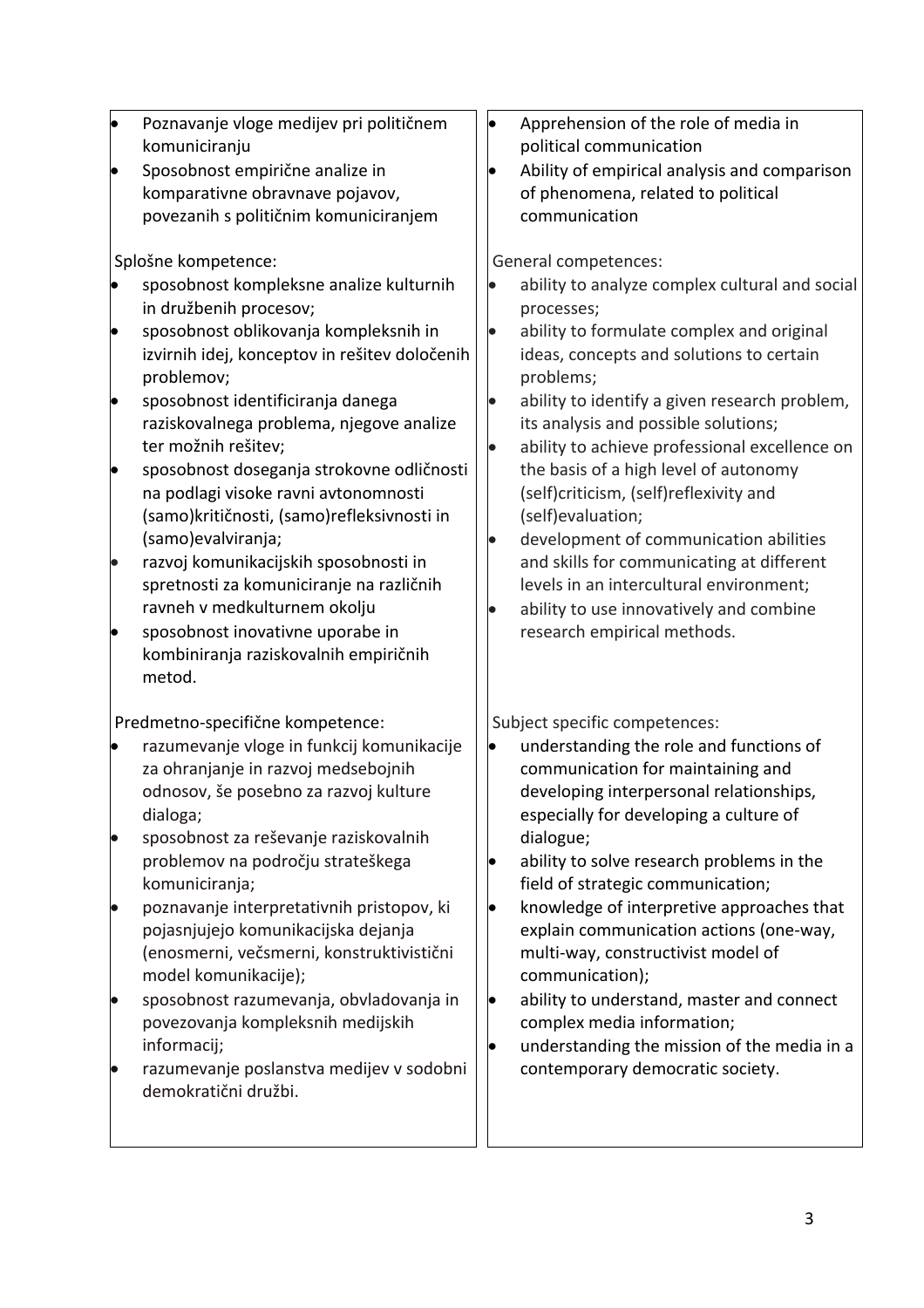| | |
|---|---|
| • Poznavanje vloge medijev pri političnem komuniciranju<br>• Sposobnost empirične analize in komparativne obravnave pojavov, povezanih s političnim komuniciranjem<br><br>Splošne kompetence:<br>• sposobnost kompleksne analize kulturnih in družbenih procesov;<br>• sposobnost oblikovanja kompleksnih in izvirnih idej, konceptov in rešitev določenih problemov;<br>• sposobnost identificiranja danega raziskovalnega problema, njegove analize ter možnih rešitev;<br>• sposobnost doseganja strokovne odličnosti na podlagi visoke ravni avtonomnosti (samo)kritičnosti, (samo)refleksivnosti in (samo)evalviranja;<br>• razvoj komunikacijskih sposobnosti in spretnosti za komuniciranje na različnih ravneh v medkulturnem okolju<br>• sposobnost inovativne uporabe in kombiniranja raziskovalnih empiričnih metod.<br><br>Predmetno-specifične kompetence:<br>• razumevanje vloge in funkcij komunikacije za ohranjanje in razvoj medsebojnih odnosov, še posebno za razvoj kulture dialoga;<br>• sposobnost za reševanje raziskovalnih problemov na področju strateškega komuniciranja;<br>• poznavanje interpretativnih pristopov, ki pojasnjujejo komunikacijska dejanja (enosmerni, večsmerni, konstruktivistični model komunikacije);<br>• sposobnost razumevanja, obvladovanja in povezovanja kompleksnih medijskih informacij;<br>• razumevanje poslanstva medijev v sodobni demokratični družbi. | • Apprehension of the role of media in political communication<br>• Ability of empirical analysis and comparison of phenomena, related to political communication<br><br>General competences:<br>• ability to analyze complex cultural and social processes;<br>• ability to formulate complex and original ideas, concepts and solutions to certain problems;<br>• ability to identify a given research problem, its analysis and possible solutions;<br>• ability to achieve professional excellence on the basis of a high level of autonomy (self)criticism, (self)reflexivity and (self)evaluation;<br>• development of communication abilities and skills for communicating at different levels in an intercultural environment;<br>• ability to use innovatively and combine research empirical methods.<br><br>Subject specific competences:<br>• understanding the role and functions of communication for maintaining and developing interpersonal relationships, especially for developing a culture of dialogue;<br>• ability to solve research problems in the field of strategic communication;<br>• knowledge of interpretive approaches that explain communication actions (one-way, multi-way, constructivist model of communication);<br>• ability to understand, master and connect complex media information;<br>• understanding the mission of the media in a contemporary democratic society. |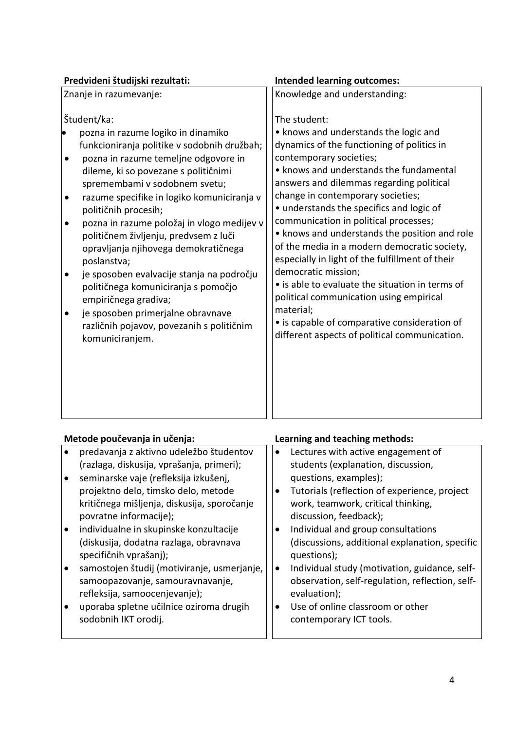| Predvideni študijski rezultati: | Intended learning outcomes: |
| --- | --- |
| Znanje in razumevanje:<br><br>Študent/ka:<br>• pozna in razume logiko in dinamiko funkcioniranja politike v sodobnih družbah;<br>• pozna in razume temeljne odgovore in dileme, ki so povezane s političnimi spremembami v sodobnem svetu;<br>• razume specifike in logiko komuniciranja v političnih procesih;<br>• pozna in razume položaj in vlogo medijev v političnem življenju, predvsem z luči opravljanja njihovega demokratičnega poslanstva;<br>• je sposoben evalvacije stanja na področju političnega komuniciranja s pomočjo empiričnega gradiva;<br>• je sposoben primerjalne obravnave različnih pojavov, povezanih s političnim komuniciranjem. | Knowledge and understanding:<br><br>The student:<br>• knows and understands the logic and dynamics of the functioning of politics in contemporary societies;<br>• knows and understands the fundamental answers and dilemmas regarding political change in contemporary societies;<br>• understands the specifics and logic of communication in political processes;<br>• knows and understands the position and role of the media in a modern democratic society, especially in light of the fulfillment of their democratic mission;<br>• is able to evaluate the situation in terms of political communication using empirical material;<br>• is capable of comparative consideration of different aspects of political communication. |

| Metode poučevanja in učenja: | Learning and teaching methods: |
| --- | --- |
| • predavanja z aktivno udeležbo študentov (razlaga, diskusija, vprašanja, primeri);<br>• seminarske vaje (refleksija izkušenj, projektno delo, timsko delo, metode kritičnega mišljenja, diskusija, sporočanje povratne informacije);<br>• individualne in skupinske konzultacije (diskusija, dodatna razlaga, obravnava specifičnih vprašanj);<br>• samostojen študij (motiviranje, usmerjanje, samoopazovanje, samouravnavanje, refleksija, samoocenjevanje);<br>• uporaba spletne učilnice oziroma drugih sodobnih IKT orodij. | • Lectures with active engagement of students (explanation, discussion, questions, examples);<br>• Tutorials (reflection of experience, project work, teamwork, critical thinking, discussion, feedback);<br>• Individual and group consultations (discussions, additional explanation, specific questions);<br>• Individual study (motivation, guidance, self-observation, self-regulation, reflection, self-evaluation);<br>• Use of online classroom or other contemporary ICT tools. |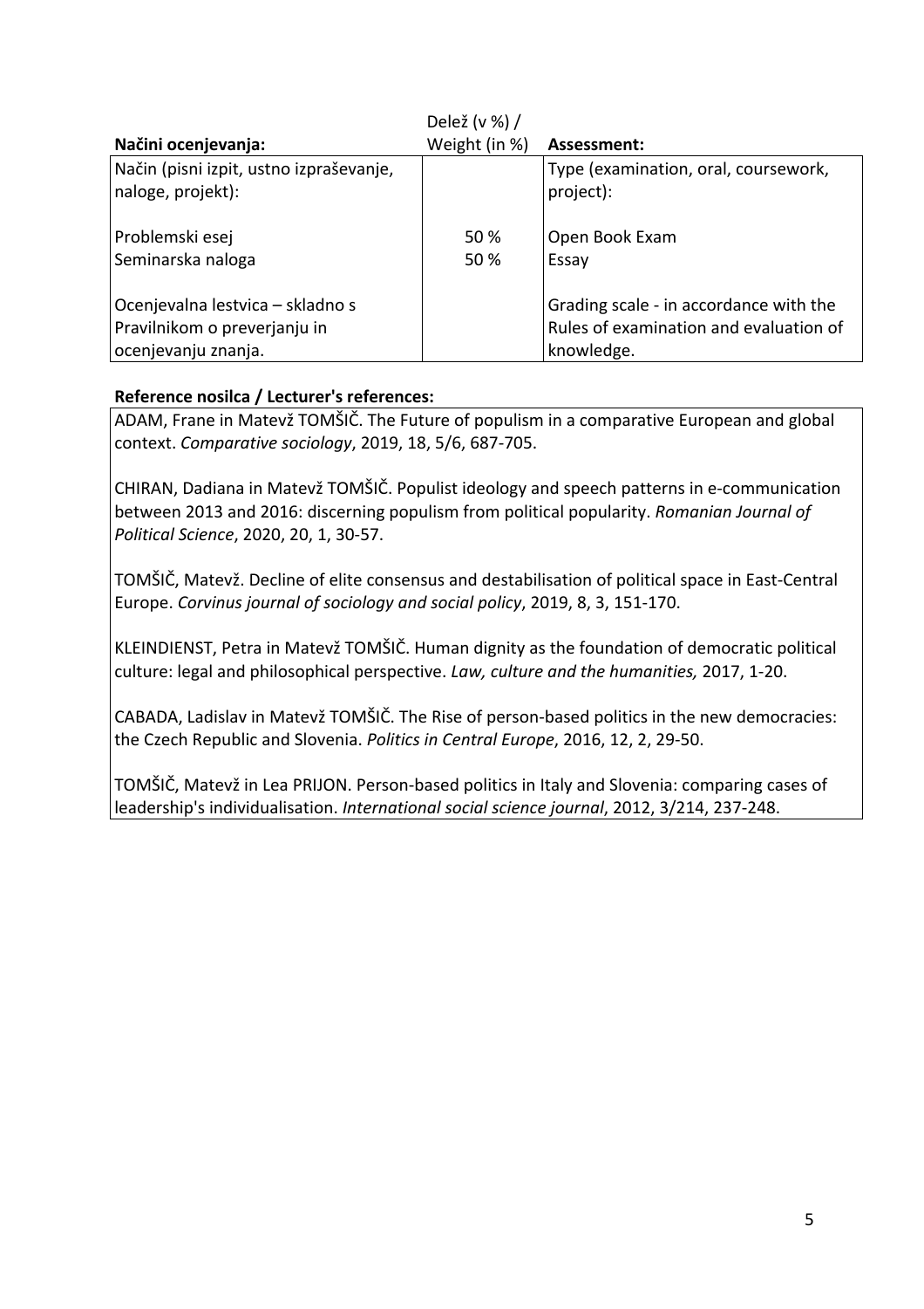| **Načini ocenjevanja:** | Delež (v %) / Weight (in %) | **Assessment:** |
|---|---|---|
| Način (pisni izpit, ustno izpraševanje, naloge, projekt): | | Type (examination, oral, coursework, project): |
| Problemski esej | 50 % | Open Book Exam |
| Seminarska naloga | 50 % | Essay |
| Ocenjevalna lestvica – skladno s Pravilnikom o preverjanju in ocenjevanju znanja. | | Grading scale - in accordance with the Rules of examination and evaluation of knowledge. |

**Reference nosilca / Lecturer's references:**

ADAM, Frane in Matevž TOMŠIČ. The Future of populism in a comparative European and global context. *Comparative sociology*, 2019, 18, 5/6, 687-705.

CHIRAN, Dadiana in Matevž TOMŠIČ. Populist ideology and speech patterns in e-communication between 2013 and 2016: discerning populism from political popularity. *Romanian Journal of Political Science*, 2020, 20, 1, 30-57.

TOMŠIČ, Matevž. Decline of elite consensus and destabilisation of political space in East-Central Europe. *Corvinus journal of sociology and social policy*, 2019, 8, 3, 151-170.

KLEINDIENST, Petra in Matevž TOMŠIČ. Human dignity as the foundation of democratic political culture: legal and philosophical perspective. *Law, culture and the humanities,* 2017, 1-20.

CABADA, Ladislav in Matevž TOMŠIČ. The Rise of person-based politics in the new democracies: the Czech Republic and Slovenia. *Politics in Central Europe*, 2016, 12, 2, 29-50.

TOMŠIČ, Matevž in Lea PRIJON. Person-based politics in Italy and Slovenia: comparing cases of leadership's individualisation. *International social science journal*, 2012, 3/214, 237-248.